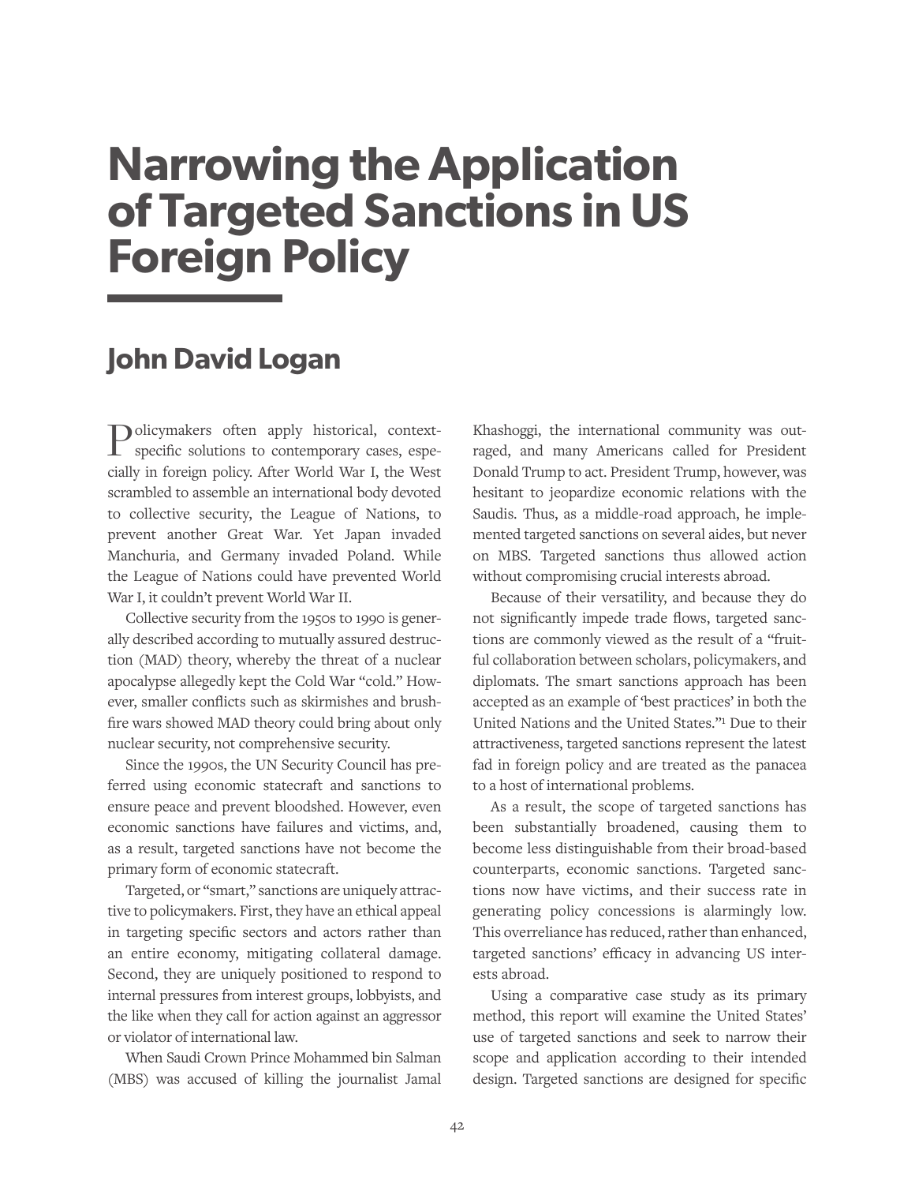# Narrowing the Application of Targeted Sanctions in US Foreign Policy

## John David Logan

Policymakers often apply historical, context-specific solutions to contemporary cases, especially in foreign policy. After World War I, the West scrambled to assemble an international body devoted to collective security, the League of Nations, to prevent another Great War. Yet Japan invaded Manchuria, and Germany invaded Poland. While the League of Nations could have prevented World War I, it couldn't prevent World War II.

Collective security from the 1950s to 1990 is generally described according to mutually assured destruction (MAD) theory, whereby the threat of a nuclear apocalypse allegedly kept the Cold War "cold." However, smaller conflicts such as skirmishes and brushfire wars showed MAD theory could bring about only nuclear security, not comprehensive security.

Since the 1990s, the UN Security Council has preferred using economic statecraft and sanctions to ensure peace and prevent bloodshed. However, even economic sanctions have failures and victims, and, as a result, targeted sanctions have not become the primary form of economic statecraft.

Targeted, or "smart," sanctions are uniquely attractive to policymakers. First, they have an ethical appeal in targeting specific sectors and actors rather than an entire economy, mitigating collateral damage. Second, they are uniquely positioned to respond to internal pressures from interest groups, lobbyists, and the like when they call for action against an aggressor or violator of international law.

When Saudi Crown Prince Mohammed bin Salman (MBS) was accused of killing the journalist Jamal Khashoggi, the international community was outraged, and many Americans called for President Donald Trump to act. President Trump, however, was hesitant to jeopardize economic relations with the Saudis. Thus, as a middle-road approach, he implemented targeted sanctions on several aides, but never on MBS. Targeted sanctions thus allowed action without compromising crucial interests abroad.

Because of their versatility, and because they do not significantly impede trade flows, targeted sanctions are commonly viewed as the result of a "fruitful collaboration between scholars, policymakers, and diplomats. The smart sanctions approach has been accepted as an example of 'best practices' in both the United Nations and the United States."[1] Due to their attractiveness, targeted sanctions represent the latest fad in foreign policy and are treated as the panacea to a host of international problems.

As a result, the scope of targeted sanctions has been substantially broadened, causing them to become less distinguishable from their broad-based counterparts, economic sanctions. Targeted sanctions now have victims, and their success rate in generating policy concessions is alarmingly low. This overreliance has reduced, rather than enhanced, targeted sanctions' efficacy in advancing US interests abroad.

Using a comparative case study as its primary method, this report will examine the United States' use of targeted sanctions and seek to narrow their scope and application according to their intended design. Targeted sanctions are designed for specific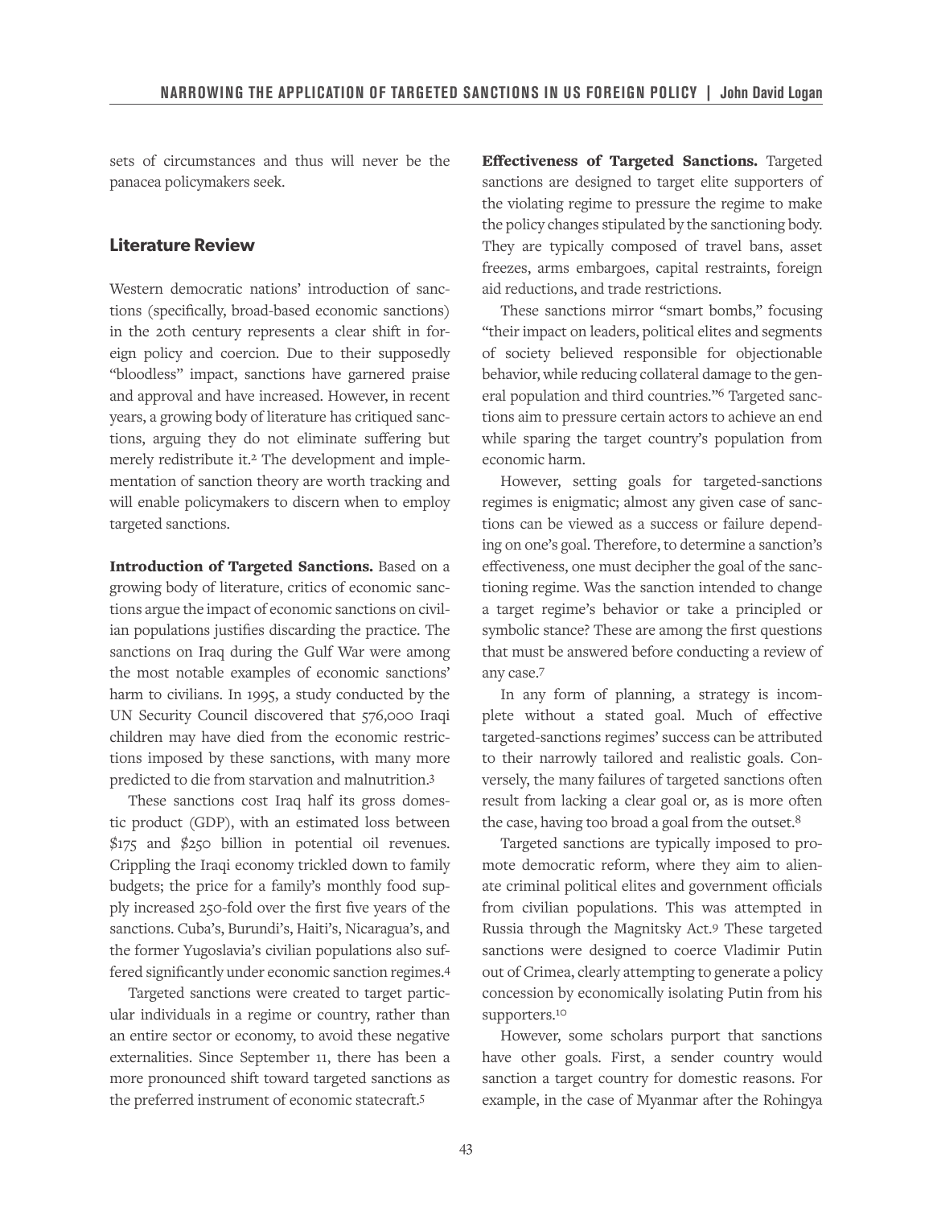sets of circumstances and thus will never be the panacea policymakers seek.

## Literature Review

Western democratic nations' introduction of sanctions (specifically, broad-based economic sanctions) in the 20th century represents a clear shift in foreign policy and coercion. Due to their supposedly "bloodless" impact, sanctions have garnered praise and approval and have increased. However, in recent years, a growing body of literature has critiqued sanctions, arguing they do not eliminate suffering but merely redistribute it.[2] The development and implementation of sanction theory are worth tracking and will enable policymakers to discern when to employ targeted sanctions.

**Introduction of Targeted Sanctions.** Based on a growing body of literature, critics of economic sanctions argue the impact of economic sanctions on civilian populations justifies discarding the practice. The sanctions on Iraq during the Gulf War were among the most notable examples of economic sanctions' harm to civilians. In 1995, a study conducted by the UN Security Council discovered that 576,000 Iraqi children may have died from the economic restrictions imposed by these sanctions, with many more predicted to die from starvation and malnutrition.[3]

These sanctions cost Iraq half its gross domestic product (GDP), with an estimated loss between $175 and $250 billion in potential oil revenues. Crippling the Iraqi economy trickled down to family budgets; the price for a family's monthly food supply increased 250-fold over the first five years of the sanctions. Cuba's, Burundi's, Haiti's, Nicaragua's, and the former Yugoslavia's civilian populations also suffered significantly under economic sanction regimes.[4]

Targeted sanctions were created to target particular individuals in a regime or country, rather than an entire sector or economy, to avoid these negative externalities. Since September 11, there has been a more pronounced shift toward targeted sanctions as the preferred instrument of economic statecraft.[5]

**Effectiveness of Targeted Sanctions.** Targeted sanctions are designed to target elite supporters of the violating regime to pressure the regime to make the policy changes stipulated by the sanctioning body. They are typically composed of travel bans, asset freezes, arms embargoes, capital restraints, foreign aid reductions, and trade restrictions.

These sanctions mirror "smart bombs," focusing "their impact on leaders, political elites and segments of society believed responsible for objectionable behavior, while reducing collateral damage to the general population and third countries."[6] Targeted sanctions aim to pressure certain actors to achieve an end while sparing the target country's population from economic harm.

However, setting goals for targeted-sanctions regimes is enigmatic; almost any given case of sanctions can be viewed as a success or failure depending on one's goal. Therefore, to determine a sanction's effectiveness, one must decipher the goal of the sanctioning regime. Was the sanction intended to change a target regime's behavior or take a principled or symbolic stance? These are among the first questions that must be answered before conducting a review of any case.[7]

In any form of planning, a strategy is incomplete without a stated goal. Much of effective targeted-sanctions regimes' success can be attributed to their narrowly tailored and realistic goals. Conversely, the many failures of targeted sanctions often result from lacking a clear goal or, as is more often the case, having too broad a goal from the outset.[8]

Targeted sanctions are typically imposed to promote democratic reform, where they aim to alienate criminal political elites and government officials from civilian populations. This was attempted in Russia through the Magnitsky Act.[9] These targeted sanctions were designed to coerce Vladimir Putin out of Crimea, clearly attempting to generate a policy concession by economically isolating Putin from his supporters.[10]

However, some scholars purport that sanctions have other goals. First, a sender country would sanction a target country for domestic reasons. For example, in the case of Myanmar after the Rohingya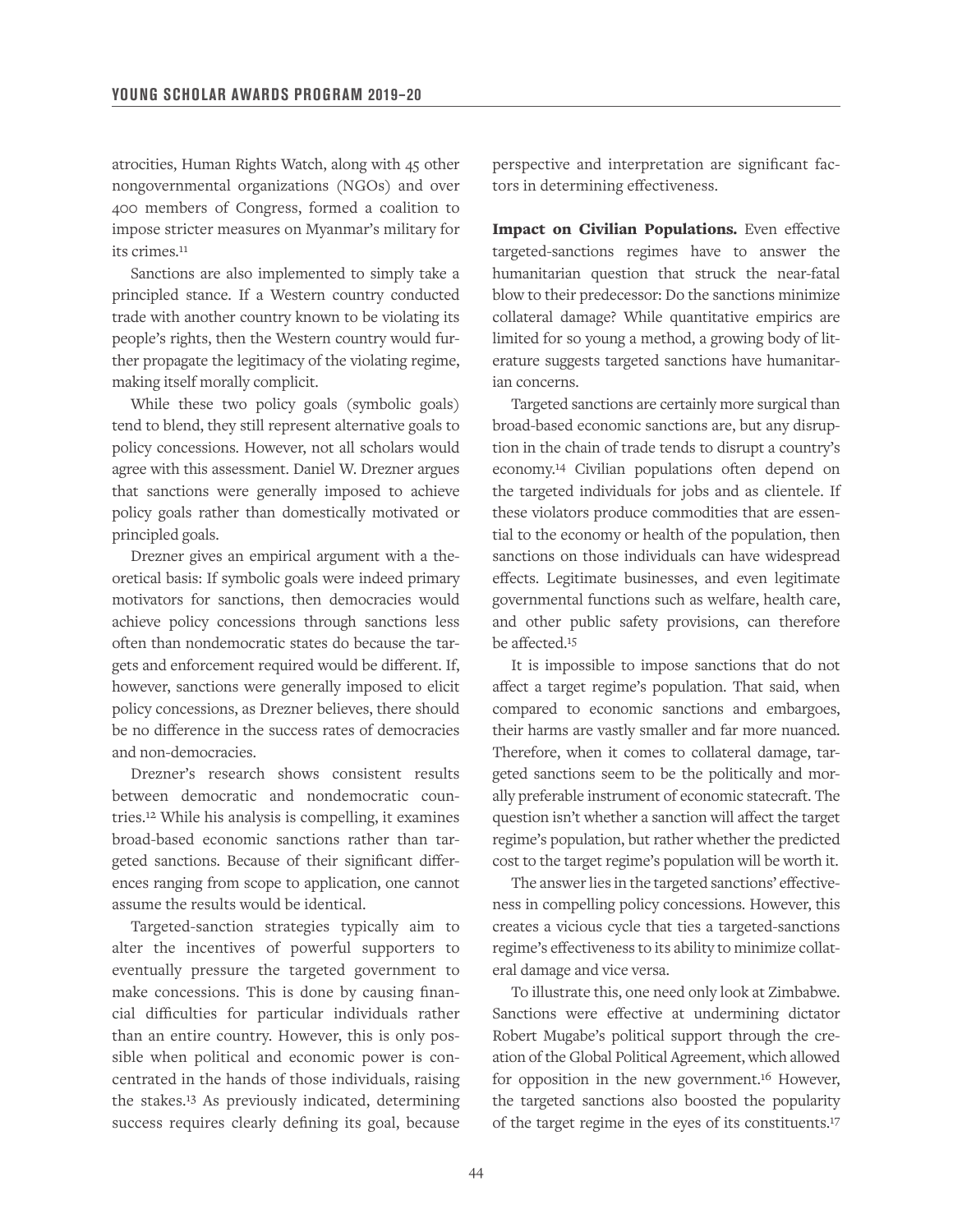atrocities, Human Rights Watch, along with 45 other nongovernmental organizations (NGOs) and over 400 members of Congress, formed a coalition to impose stricter measures on Myanmar's military for its crimes.[11]

Sanctions are also implemented to simply take a principled stance. If a Western country conducted trade with another country known to be violating its people's rights, then the Western country would further propagate the legitimacy of the violating regime, making itself morally complicit.

While these two policy goals (symbolic goals) tend to blend, they still represent alternative goals to policy concessions. However, not all scholars would agree with this assessment. Daniel W. Drezner argues that sanctions were generally imposed to achieve policy goals rather than domestically motivated or principled goals.

Drezner gives an empirical argument with a theoretical basis: If symbolic goals were indeed primary motivators for sanctions, then democracies would achieve policy concessions through sanctions less often than nondemocratic states do because the targets and enforcement required would be different. If, however, sanctions were generally imposed to elicit policy concessions, as Drezner believes, there should be no difference in the success rates of democracies and non-democracies.

Drezner's research shows consistent results between democratic and nondemocratic countries.[12] While his analysis is compelling, it examines broad-based economic sanctions rather than targeted sanctions. Because of their significant differences ranging from scope to application, one cannot assume the results would be identical.

Targeted-sanction strategies typically aim to alter the incentives of powerful supporters to eventually pressure the targeted government to make concessions. This is done by causing financial difficulties for particular individuals rather than an entire country. However, this is only possible when political and economic power is concentrated in the hands of those individuals, raising the stakes.[13] As previously indicated, determining success requires clearly defining its goal, because perspective and interpretation are significant factors in determining effectiveness.

**Impact on Civilian Populations.** Even effective targeted-sanctions regimes have to answer the humanitarian question that struck the near-fatal blow to their predecessor: Do the sanctions minimize collateral damage? While quantitative empirics are limited for so young a method, a growing body of literature suggests targeted sanctions have humanitarian concerns.

Targeted sanctions are certainly more surgical than broad-based economic sanctions are, but any disruption in the chain of trade tends to disrupt a country's economy.[14] Civilian populations often depend on the targeted individuals for jobs and as clientele. If these violators produce commodities that are essential to the economy or health of the population, then sanctions on those individuals can have widespread effects. Legitimate businesses, and even legitimate governmental functions such as welfare, health care, and other public safety provisions, can therefore be affected.[15]

It is impossible to impose sanctions that do not affect a target regime's population. That said, when compared to economic sanctions and embargoes, their harms are vastly smaller and far more nuanced. Therefore, when it comes to collateral damage, targeted sanctions seem to be the politically and morally preferable instrument of economic statecraft. The question isn't whether a sanction will affect the target regime's population, but rather whether the predicted cost to the target regime's population will be worth it.

The answer lies in the targeted sanctions' effectiveness in compelling policy concessions. However, this creates a vicious cycle that ties a targeted-sanctions regime's effectiveness to its ability to minimize collateral damage and vice versa.

To illustrate this, one need only look at Zimbabwe. Sanctions were effective at undermining dictator Robert Mugabe's political support through the creation of the Global Political Agreement, which allowed for opposition in the new government.[16] However, the targeted sanctions also boosted the popularity of the target regime in the eyes of its constituents.[17]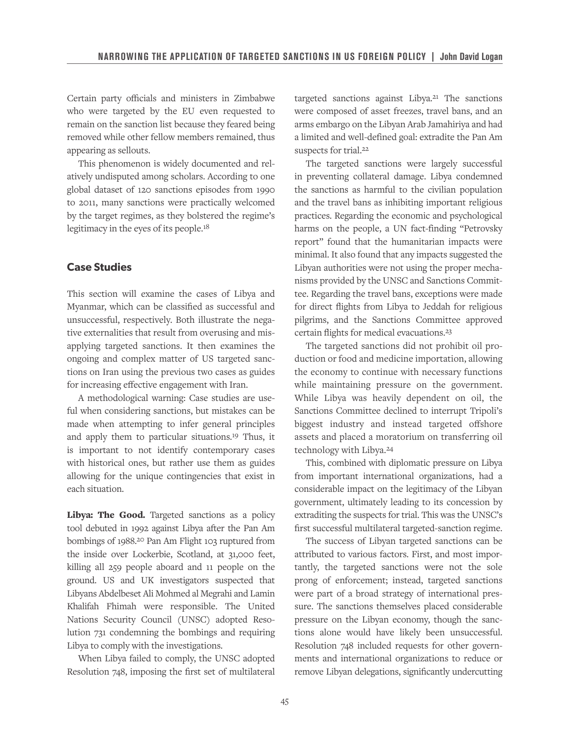Certain party officials and ministers in Zimbabwe who were targeted by the EU even requested to remain on the sanction list because they feared being removed while other fellow members remained, thus appearing as sellouts.

This phenomenon is widely documented and relatively undisputed among scholars. According to one global dataset of 120 sanctions episodes from 1990 to 2011, many sanctions were practically welcomed by the target regimes, as they bolstered the regime's legitimacy in the eyes of its people.[18]

## Case Studies

This section will examine the cases of Libya and Myanmar, which can be classified as successful and unsuccessful, respectively. Both illustrate the negative externalities that result from overusing and misapplying targeted sanctions. It then examines the ongoing and complex matter of US targeted sanctions on Iran using the previous two cases as guides for increasing effective engagement with Iran.

A methodological warning: Case studies are useful when considering sanctions, but mistakes can be made when attempting to infer general principles and apply them to particular situations.[19] Thus, it is important to not identify contemporary cases with historical ones, but rather use them as guides allowing for the unique contingencies that exist in each situation.

**Libya: The Good.** Targeted sanctions as a policy tool debuted in 1992 against Libya after the Pan Am bombings of 1988.[20] Pan Am Flight 103 ruptured from the inside over Lockerbie, Scotland, at 31,000 feet, killing all 259 people aboard and 11 people on the ground. US and UK investigators suspected that Libyans Abdelbeset Ali Mohmed al Megrahi and Lamin Khalifah Fhimah were responsible. The United Nations Security Council (UNSC) adopted Resolution 731 condemning the bombings and requiring Libya to comply with the investigations.

When Libya failed to comply, the UNSC adopted Resolution 748, imposing the first set of multilateral targeted sanctions against Libya.[21] The sanctions were composed of asset freezes, travel bans, and an arms embargo on the Libyan Arab Jamahiriya and had a limited and well-defined goal: extradite the Pan Am suspects for trial.[22]

The targeted sanctions were largely successful in preventing collateral damage. Libya condemned the sanctions as harmful to the civilian population and the travel bans as inhibiting important religious practices. Regarding the economic and psychological harms on the people, a UN fact-finding "Petrovsky report" found that the humanitarian impacts were minimal. It also found that any impacts suggested the Libyan authorities were not using the proper mechanisms provided by the UNSC and Sanctions Committee. Regarding the travel bans, exceptions were made for direct flights from Libya to Jeddah for religious pilgrims, and the Sanctions Committee approved certain flights for medical evacuations.[23]

The targeted sanctions did not prohibit oil production or food and medicine importation, allowing the economy to continue with necessary functions while maintaining pressure on the government. While Libya was heavily dependent on oil, the Sanctions Committee declined to interrupt Tripoli's biggest industry and instead targeted offshore assets and placed a moratorium on transferring oil technology with Libya.[24]

This, combined with diplomatic pressure on Libya from important international organizations, had a considerable impact on the legitimacy of the Libyan government, ultimately leading to its concession by extraditing the suspects for trial. This was the UNSC's first successful multilateral targeted-sanction regime.

The success of Libyan targeted sanctions can be attributed to various factors. First, and most importantly, the targeted sanctions were not the sole prong of enforcement; instead, targeted sanctions were part of a broad strategy of international pressure. The sanctions themselves placed considerable pressure on the Libyan economy, though the sanctions alone would have likely been unsuccessful. Resolution 748 included requests for other governments and international organizations to reduce or remove Libyan delegations, significantly undercutting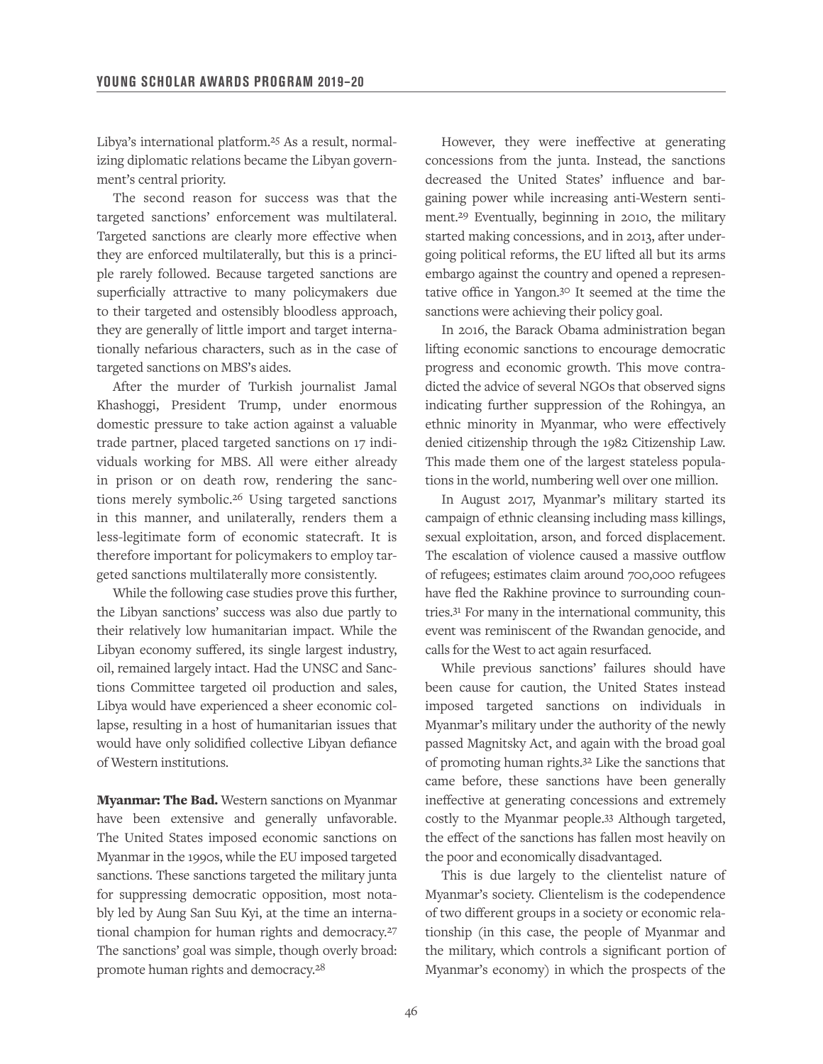Libya's international platform.[25] As a result, normalizing diplomatic relations became the Libyan government's central priority.

The second reason for success was that the targeted sanctions' enforcement was multilateral. Targeted sanctions are clearly more effective when they are enforced multilaterally, but this is a principle rarely followed. Because targeted sanctions are superficially attractive to many policymakers due to their targeted and ostensibly bloodless approach, they are generally of little import and target internationally nefarious characters, such as in the case of targeted sanctions on MBS's aides.

After the murder of Turkish journalist Jamal Khashoggi, President Trump, under enormous domestic pressure to take action against a valuable trade partner, placed targeted sanctions on 17 individuals working for MBS. All were either already in prison or on death row, rendering the sanctions merely symbolic.[26] Using targeted sanctions in this manner, and unilaterally, renders them a less-legitimate form of economic statecraft. It is therefore important for policymakers to employ targeted sanctions multilaterally more consistently.

While the following case studies prove this further, the Libyan sanctions' success was also due partly to their relatively low humanitarian impact. While the Libyan economy suffered, its single largest industry, oil, remained largely intact. Had the UNSC and Sanctions Committee targeted oil production and sales, Libya would have experienced a sheer economic collapse, resulting in a host of humanitarian issues that would have only solidified collective Libyan defiance of Western institutions.

**Myanmar: The Bad.** Western sanctions on Myanmar have been extensive and generally unfavorable. The United States imposed economic sanctions on Myanmar in the 1990s, while the EU imposed targeted sanctions. These sanctions targeted the military junta for suppressing democratic opposition, most notably led by Aung San Suu Kyi, at the time an international champion for human rights and democracy.[27] The sanctions' goal was simple, though overly broad: promote human rights and democracy.[28]

However, they were ineffective at generating concessions from the junta. Instead, the sanctions decreased the United States' influence and bargaining power while increasing anti-Western sentiment.[29] Eventually, beginning in 2010, the military started making concessions, and in 2013, after undergoing political reforms, the EU lifted all but its arms embargo against the country and opened a representative office in Yangon.[30] It seemed at the time the sanctions were achieving their policy goal.

In 2016, the Barack Obama administration began lifting economic sanctions to encourage democratic progress and economic growth. This move contradicted the advice of several NGOs that observed signs indicating further suppression of the Rohingya, an ethnic minority in Myanmar, who were effectively denied citizenship through the 1982 Citizenship Law. This made them one of the largest stateless populations in the world, numbering well over one million.

In August 2017, Myanmar's military started its campaign of ethnic cleansing including mass killings, sexual exploitation, arson, and forced displacement. The escalation of violence caused a massive outflow of refugees; estimates claim around 700,000 refugees have fled the Rakhine province to surrounding countries.[31] For many in the international community, this event was reminiscent of the Rwandan genocide, and calls for the West to act again resurfaced.

While previous sanctions' failures should have been cause for caution, the United States instead imposed targeted sanctions on individuals in Myanmar's military under the authority of the newly passed Magnitsky Act, and again with the broad goal of promoting human rights.[32] Like the sanctions that came before, these sanctions have been generally ineffective at generating concessions and extremely costly to the Myanmar people.[33] Although targeted, the effect of the sanctions has fallen most heavily on the poor and economically disadvantaged.

This is due largely to the clientelist nature of Myanmar's society. Clientelism is the codependence of two different groups in a society or economic relationship (in this case, the people of Myanmar and the military, which controls a significant portion of Myanmar's economy) in which the prospects of the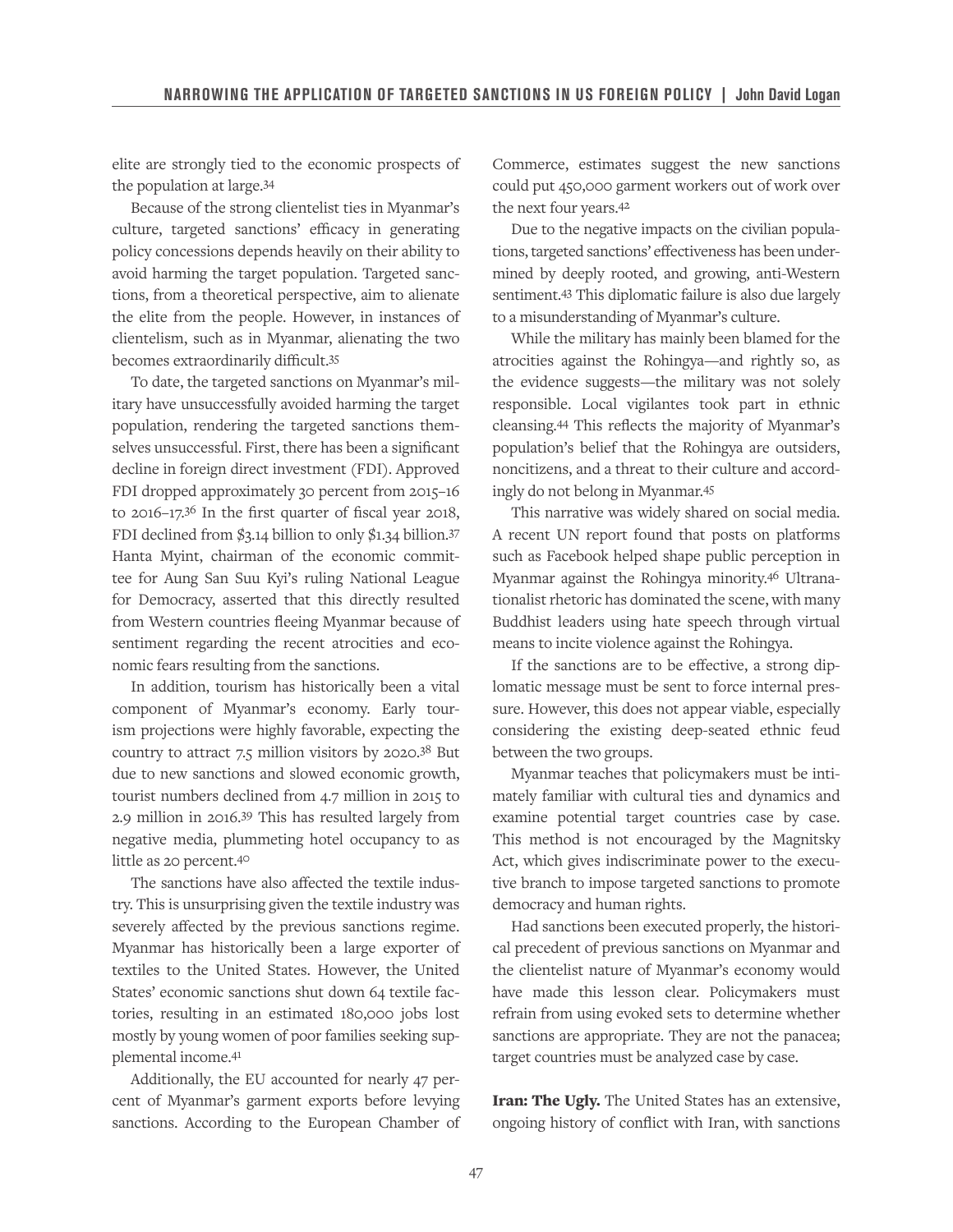elite are strongly tied to the economic prospects of the population at large.[34]

Because of the strong clientelist ties in Myanmar's culture, targeted sanctions' efficacy in generating policy concessions depends heavily on their ability to avoid harming the target population. Targeted sanctions, from a theoretical perspective, aim to alienate the elite from the people. However, in instances of clientelism, such as in Myanmar, alienating the two becomes extraordinarily difficult.[35]

To date, the targeted sanctions on Myanmar's military have unsuccessfully avoided harming the target population, rendering the targeted sanctions themselves unsuccessful. First, there has been a significant decline in foreign direct investment (FDI). Approved FDI dropped approximately 30 percent from 2015–16 to 2016–17.[36] In the first quarter of fiscal year 2018, FDI declined from $3.14 billion to only $1.34 billion.[37] Hanta Myint, chairman of the economic committee for Aung San Suu Kyi's ruling National League for Democracy, asserted that this directly resulted from Western countries fleeing Myanmar because of sentiment regarding the recent atrocities and economic fears resulting from the sanctions.

In addition, tourism has historically been a vital component of Myanmar's economy. Early tourism projections were highly favorable, expecting the country to attract 7.5 million visitors by 2020.[38] But due to new sanctions and slowed economic growth, tourist numbers declined from 4.7 million in 2015 to 2.9 million in 2016.[39] This has resulted largely from negative media, plummeting hotel occupancy to as little as 20 percent.[40]

The sanctions have also affected the textile industry. This is unsurprising given the textile industry was severely affected by the previous sanctions regime. Myanmar has historically been a large exporter of textiles to the United States. However, the United States' economic sanctions shut down 64 textile factories, resulting in an estimated 180,000 jobs lost mostly by young women of poor families seeking supplemental income.[41]

Additionally, the EU accounted for nearly 47 percent of Myanmar's garment exports before levying sanctions. According to the European Chamber of Commerce, estimates suggest the new sanctions could put 450,000 garment workers out of work over the next four years.[42]

Due to the negative impacts on the civilian populations, targeted sanctions' effectiveness has been undermined by deeply rooted, and growing, anti-Western sentiment.[43] This diplomatic failure is also due largely to a misunderstanding of Myanmar's culture.

While the military has mainly been blamed for the atrocities against the Rohingya—and rightly so, as the evidence suggests—the military was not solely responsible. Local vigilantes took part in ethnic cleansing.[44] This reflects the majority of Myanmar's population's belief that the Rohingya are outsiders, noncitizens, and a threat to their culture and accordingly do not belong in Myanmar.[45]

This narrative was widely shared on social media. A recent UN report found that posts on platforms such as Facebook helped shape public perception in Myanmar against the Rohingya minority.[46] Ultranationalist rhetoric has dominated the scene, with many Buddhist leaders using hate speech through virtual means to incite violence against the Rohingya.

If the sanctions are to be effective, a strong diplomatic message must be sent to force internal pressure. However, this does not appear viable, especially considering the existing deep-seated ethnic feud between the two groups.

Myanmar teaches that policymakers must be intimately familiar with cultural ties and dynamics and examine potential target countries case by case. This method is not encouraged by the Magnitsky Act, which gives indiscriminate power to the executive branch to impose targeted sanctions to promote democracy and human rights.

Had sanctions been executed properly, the historical precedent of previous sanctions on Myanmar and the clientelist nature of Myanmar's economy would have made this lesson clear. Policymakers must refrain from using evoked sets to determine whether sanctions are appropriate. They are not the panacea; target countries must be analyzed case by case.

**Iran: The Ugly.** The United States has an extensive, ongoing history of conflict with Iran, with sanctions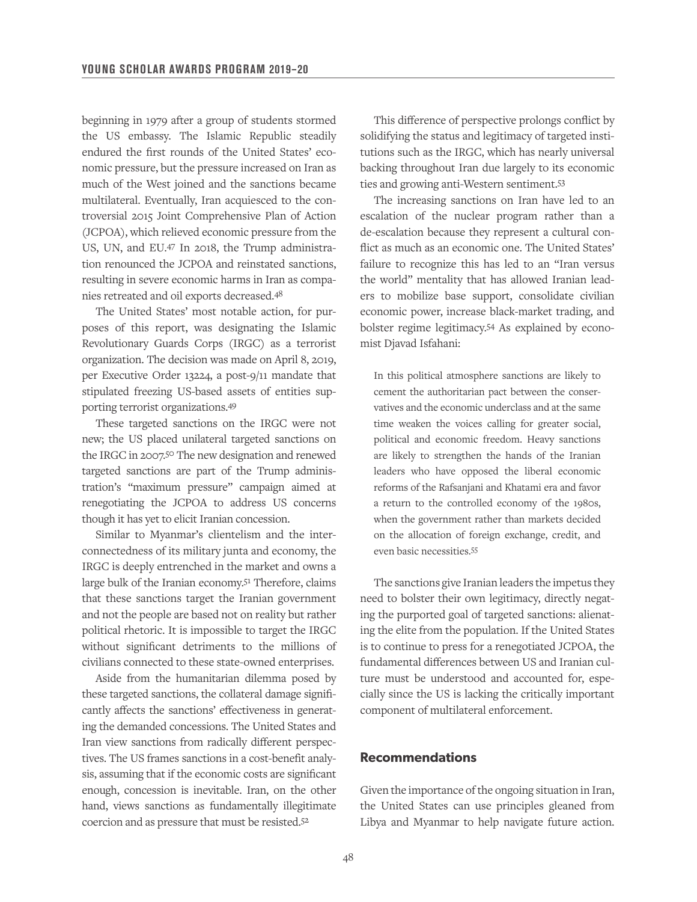beginning in 1979 after a group of students stormed the US embassy. The Islamic Republic steadily endured the first rounds of the United States' economic pressure, but the pressure increased on Iran as much of the West joined and the sanctions became multilateral. Eventually, Iran acquiesced to the controversial 2015 Joint Comprehensive Plan of Action (JCPOA), which relieved economic pressure from the US, UN, and EU.[47] In 2018, the Trump administration renounced the JCPOA and reinstated sanctions, resulting in severe economic harms in Iran as companies retreated and oil exports decreased.[48]

The United States' most notable action, for purposes of this report, was designating the Islamic Revolutionary Guards Corps (IRGC) as a terrorist organization. The decision was made on April 8, 2019, per Executive Order 13224, a post-9/11 mandate that stipulated freezing US-based assets of entities supporting terrorist organizations.[49]

These targeted sanctions on the IRGC were not new; the US placed unilateral targeted sanctions on the IRGC in 2007.[50] The new designation and renewed targeted sanctions are part of the Trump administration's "maximum pressure" campaign aimed at renegotiating the JCPOA to address US concerns though it has yet to elicit Iranian concession.

Similar to Myanmar's clientelism and the interconnectedness of its military junta and economy, the IRGC is deeply entrenched in the market and owns a large bulk of the Iranian economy.[51] Therefore, claims that these sanctions target the Iranian government and not the people are based not on reality but rather political rhetoric. It is impossible to target the IRGC without significant detriments to the millions of civilians connected to these state-owned enterprises.

Aside from the humanitarian dilemma posed by these targeted sanctions, the collateral damage significantly affects the sanctions' effectiveness in generating the demanded concessions. The United States and Iran view sanctions from radically different perspectives. The US frames sanctions in a cost-benefit analysis, assuming that if the economic costs are significant enough, concession is inevitable. Iran, on the other hand, views sanctions as fundamentally illegitimate coercion and as pressure that must be resisted.[52]

This difference of perspective prolongs conflict by solidifying the status and legitimacy of targeted institutions such as the IRGC, which has nearly universal backing throughout Iran due largely to its economic ties and growing anti-Western sentiment.[53]

The increasing sanctions on Iran have led to an escalation of the nuclear program rather than a de-escalation because they represent a cultural conflict as much as an economic one. The United States' failure to recognize this has led to an "Iran versus the world" mentality that has allowed Iranian leaders to mobilize base support, consolidate civilian economic power, increase black-market trading, and bolster regime legitimacy.[54] As explained by economist Djavad Isfahani:

> In this political atmosphere sanctions are likely to cement the authoritarian pact between the conservatives and the economic underclass and at the same time weaken the voices calling for greater social, political and economic freedom. Heavy sanctions are likely to strengthen the hands of the Iranian leaders who have opposed the liberal economic reforms of the Rafsanjani and Khatami era and favor a return to the controlled economy of the 1980s, when the government rather than markets decided on the allocation of foreign exchange, credit, and even basic necessities.[55]

The sanctions give Iranian leaders the impetus they need to bolster their own legitimacy, directly negating the purported goal of targeted sanctions: alienating the elite from the population. If the United States is to continue to press for a renegotiated JCPOA, the fundamental differences between US and Iranian culture must be understood and accounted for, especially since the US is lacking the critically important component of multilateral enforcement.

## Recommendations

Given the importance of the ongoing situation in Iran, the United States can use principles gleaned from Libya and Myanmar to help navigate future action.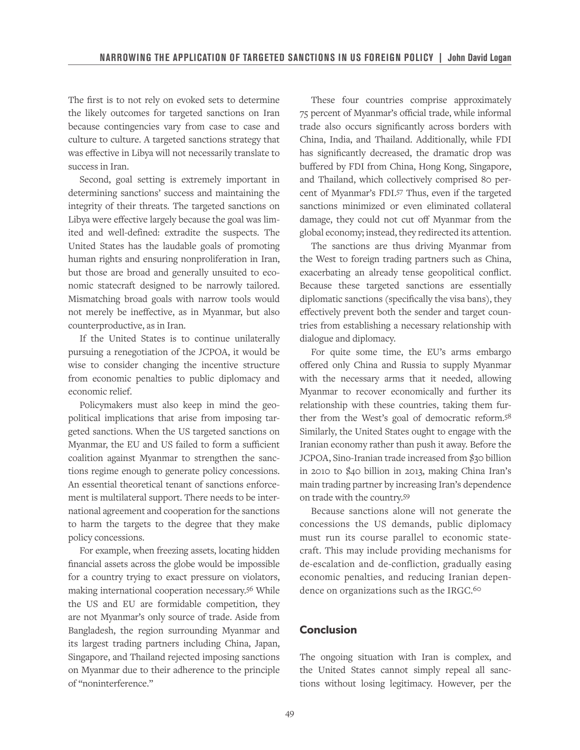The first is to not rely on evoked sets to determine the likely outcomes for targeted sanctions on Iran because contingencies vary from case to case and culture to culture. A targeted sanctions strategy that was effective in Libya will not necessarily translate to success in Iran.

Second, goal setting is extremely important in determining sanctions' success and maintaining the integrity of their threats. The targeted sanctions on Libya were effective largely because the goal was limited and well-defined: extradite the suspects. The United States has the laudable goals of promoting human rights and ensuring nonproliferation in Iran, but those are broad and generally unsuited to economic statecraft designed to be narrowly tailored. Mismatching broad goals with narrow tools would not merely be ineffective, as in Myanmar, but also counterproductive, as in Iran.

If the United States is to continue unilaterally pursuing a renegotiation of the JCPOA, it would be wise to consider changing the incentive structure from economic penalties to public diplomacy and economic relief.

Policymakers must also keep in mind the geopolitical implications that arise from imposing targeted sanctions. When the US targeted sanctions on Myanmar, the EU and US failed to form a sufficient coalition against Myanmar to strengthen the sanctions regime enough to generate policy concessions. An essential theoretical tenant of sanctions enforcement is multilateral support. There needs to be international agreement and cooperation for the sanctions to harm the targets to the degree that they make policy concessions.

For example, when freezing assets, locating hidden financial assets across the globe would be impossible for a country trying to exact pressure on violators, making international cooperation necessary.[56] While the US and EU are formidable competition, they are not Myanmar's only source of trade. Aside from Bangladesh, the region surrounding Myanmar and its largest trading partners including China, Japan, Singapore, and Thailand rejected imposing sanctions on Myanmar due to their adherence to the principle of "noninterference."

These four countries comprise approximately 75 percent of Myanmar's official trade, while informal trade also occurs significantly across borders with China, India, and Thailand. Additionally, while FDI has significantly decreased, the dramatic drop was buffered by FDI from China, Hong Kong, Singapore, and Thailand, which collectively comprised 80 percent of Myanmar's FDI.[57] Thus, even if the targeted sanctions minimized or even eliminated collateral damage, they could not cut off Myanmar from the global economy; instead, they redirected its attention.

The sanctions are thus driving Myanmar from the West to foreign trading partners such as China, exacerbating an already tense geopolitical conflict. Because these targeted sanctions are essentially diplomatic sanctions (specifically the visa bans), they effectively prevent both the sender and target countries from establishing a necessary relationship with dialogue and diplomacy.

For quite some time, the EU's arms embargo offered only China and Russia to supply Myanmar with the necessary arms that it needed, allowing Myanmar to recover economically and further its relationship with these countries, taking them further from the West's goal of democratic reform.[58] Similarly, the United States ought to engage with the Iranian economy rather than push it away. Before the JCPOA, Sino-Iranian trade increased from $30 billion in 2010 to $40 billion in 2013, making China Iran's main trading partner by increasing Iran's dependence on trade with the country.[59]

Because sanctions alone will not generate the concessions the US demands, public diplomacy must run its course parallel to economic statecraft. This may include providing mechanisms for de-escalation and de-confliction, gradually easing economic penalties, and reducing Iranian dependence on organizations such as the IRGC.[60]

## Conclusion

The ongoing situation with Iran is complex, and the United States cannot simply repeal all sanctions without losing legitimacy. However, per the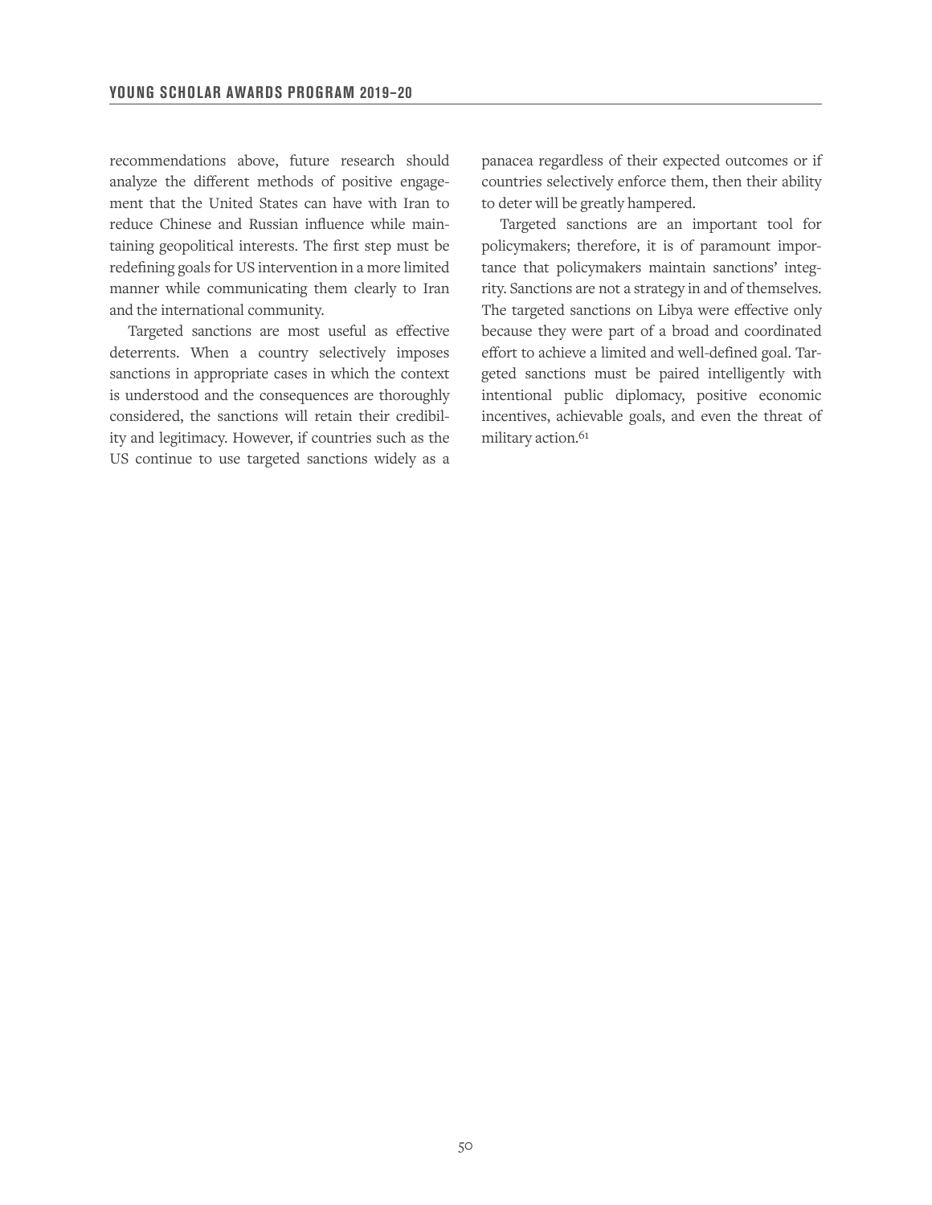recommendations above, future research should analyze the different methods of positive engagement that the United States can have with Iran to reduce Chinese and Russian influence while maintaining geopolitical interests. The first step must be redefining goals for US intervention in a more limited manner while communicating them clearly to Iran and the international community.

Targeted sanctions are most useful as effective deterrents. When a country selectively imposes sanctions in appropriate cases in which the context is understood and the consequences are thoroughly considered, the sanctions will retain their credibility and legitimacy. However, if countries such as the US continue to use targeted sanctions widely as a panacea regardless of their expected outcomes or if countries selectively enforce them, then their ability to deter will be greatly hampered.

Targeted sanctions are an important tool for policymakers; therefore, it is of paramount importance that policymakers maintain sanctions' integrity. Sanctions are not a strategy in and of themselves. The targeted sanctions on Libya were effective only because they were part of a broad and coordinated effort to achieve a limited and well-defined goal. Targeted sanctions must be paired intelligently with intentional public diplomacy, positive economic incentives, achievable goals, and even the threat of military action.[61]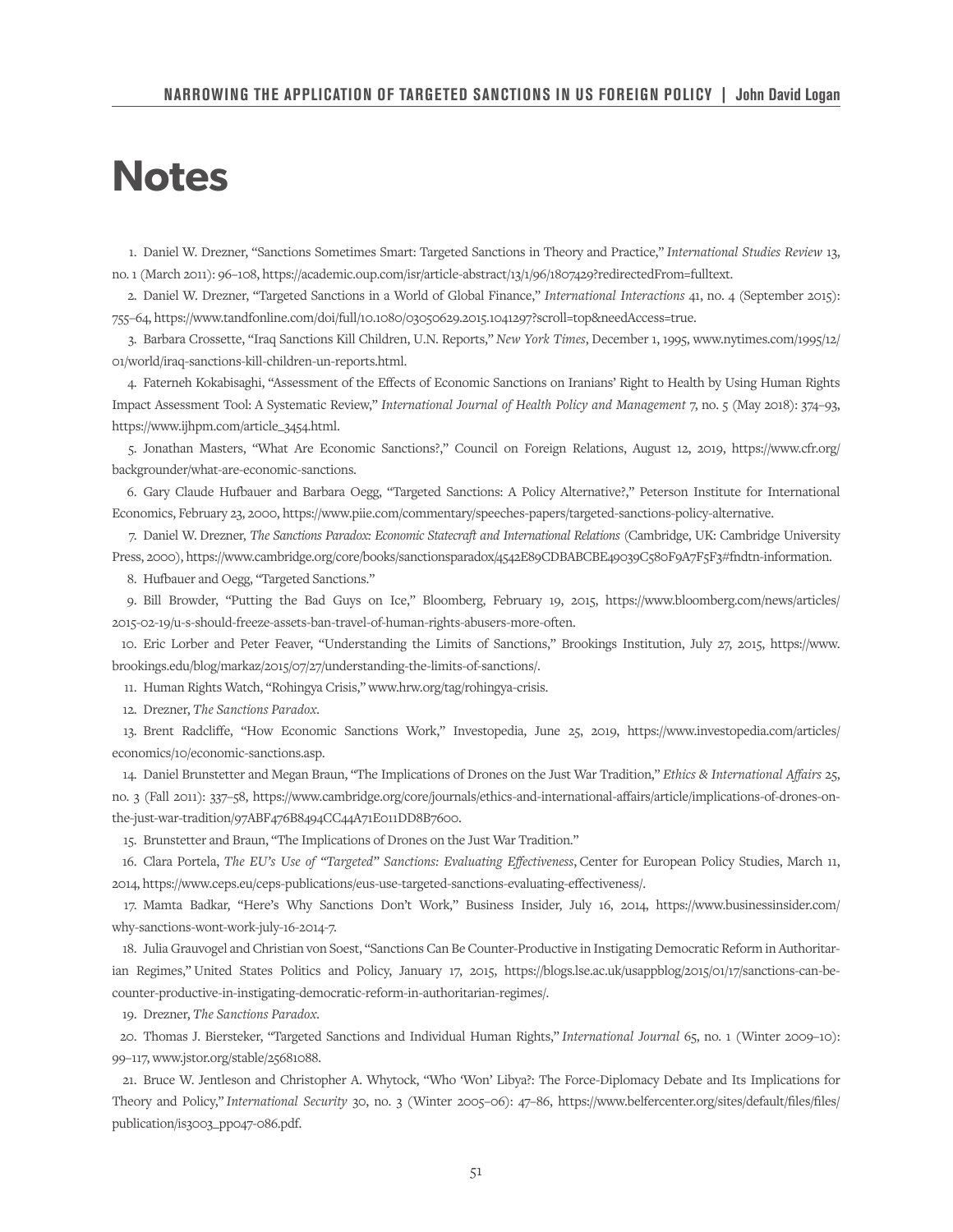# Notes

1. Daniel W. Drezner, "Sanctions Sometimes Smart: Targeted Sanctions in Theory and Practice," *International Studies Review* 13, no. 1 (March 2011): 96–108, https://academic.oup.com/isr/article-abstract/13/1/96/1807429?redirectedFrom=fulltext.

2. Daniel W. Drezner, "Targeted Sanctions in a World of Global Finance," *International Interactions* 41, no. 4 (September 2015): 755–64, https://www.tandfonline.com/doi/full/10.1080/03050629.2015.1041297?scroll=top&needAccess=true.

3. Barbara Crossette, "Iraq Sanctions Kill Children, U.N. Reports," *New York Times*, December 1, 1995, www.nytimes.com/1995/12/01/world/iraq-sanctions-kill-children-un-reports.html.

4. Faterneh Kokabisaghi, "Assessment of the Effects of Economic Sanctions on Iranians' Right to Health by Using Human Rights Impact Assessment Tool: A Systematic Review," *International Journal of Health Policy and Management* 7, no. 5 (May 2018): 374–93, https://www.ijhpm.com/article_3454.html.

5. Jonathan Masters, "What Are Economic Sanctions?," Council on Foreign Relations, August 12, 2019, https://www.cfr.org/backgrounder/what-are-economic-sanctions.

6. Gary Claude Hufbauer and Barbara Oegg, "Targeted Sanctions: A Policy Alternative?," Peterson Institute for International Economics, February 23, 2000, https://www.piie.com/commentary/speeches-papers/targeted-sanctions-policy-alternative.

7. Daniel W. Drezner, *The Sanctions Paradox: Economic Statecraft and International Relations* (Cambridge, UK: Cambridge University Press, 2000), https://www.cambridge.org/core/books/sanctionsparadox/4542E89CDBABCBE49039C580F9A7F5F3#fndtn-information.

8. Hufbauer and Oegg, "Targeted Sanctions."

9. Bill Browder, "Putting the Bad Guys on Ice," Bloomberg, February 19, 2015, https://www.bloomberg.com/news/articles/2015-02-19/u-s-should-freeze-assets-ban-travel-of-human-rights-abusers-more-often.

10. Eric Lorber and Peter Feaver, "Understanding the Limits of Sanctions," Brookings Institution, July 27, 2015, https://www.brookings.edu/blog/markaz/2015/07/27/understanding-the-limits-of-sanctions/.

11. Human Rights Watch, "Rohingya Crisis," www.hrw.org/tag/rohingya-crisis.

12. Drezner, *The Sanctions Paradox*.

13. Brent Radcliffe, "How Economic Sanctions Work," Investopedia, June 25, 2019, https://www.investopedia.com/articles/economics/10/economic-sanctions.asp.

14. Daniel Brunstetter and Megan Braun, "The Implications of Drones on the Just War Tradition," *Ethics & International Affairs* 25, no. 3 (Fall 2011): 337–58, https://www.cambridge.org/core/journals/ethics-and-international-affairs/article/implications-of-drones-on-the-just-war-tradition/97ABF476B8494CC44A71E011DD8B7600.

15. Brunstetter and Braun, "The Implications of Drones on the Just War Tradition."

16. Clara Portela, *The EU's Use of "Targeted" Sanctions: Evaluating Effectiveness*, Center for European Policy Studies, March 11, 2014, https://www.ceps.eu/ceps-publications/eus-use-targeted-sanctions-evaluating-effectiveness/.

17. Mamta Badkar, "Here's Why Sanctions Don't Work," Business Insider, July 16, 2014, https://www.businessinsider.com/why-sanctions-wont-work-july-16-2014-7.

18. Julia Grauvogel and Christian von Soest, "Sanctions Can Be Counter-Productive in Instigating Democratic Reform in Authoritarian Regimes," United States Politics and Policy, January 17, 2015, https://blogs.lse.ac.uk/usappblog/2015/01/17/sanctions-can-be-counter-productive-in-instigating-democratic-reform-in-authoritarian-regimes/.

19. Drezner, *The Sanctions Paradox*.

20. Thomas J. Biersteker, "Targeted Sanctions and Individual Human Rights," *International Journal* 65, no. 1 (Winter 2009–10): 99–117, www.jstor.org/stable/25681088.

21. Bruce W. Jentleson and Christopher A. Whytock, "Who 'Won' Libya?: The Force-Diplomacy Debate and Its Implications for Theory and Policy," *International Security* 30, no. 3 (Winter 2005–06): 47–86, https://www.belfercenter.org/sites/default/files/files/publication/is3003_pp047-086.pdf.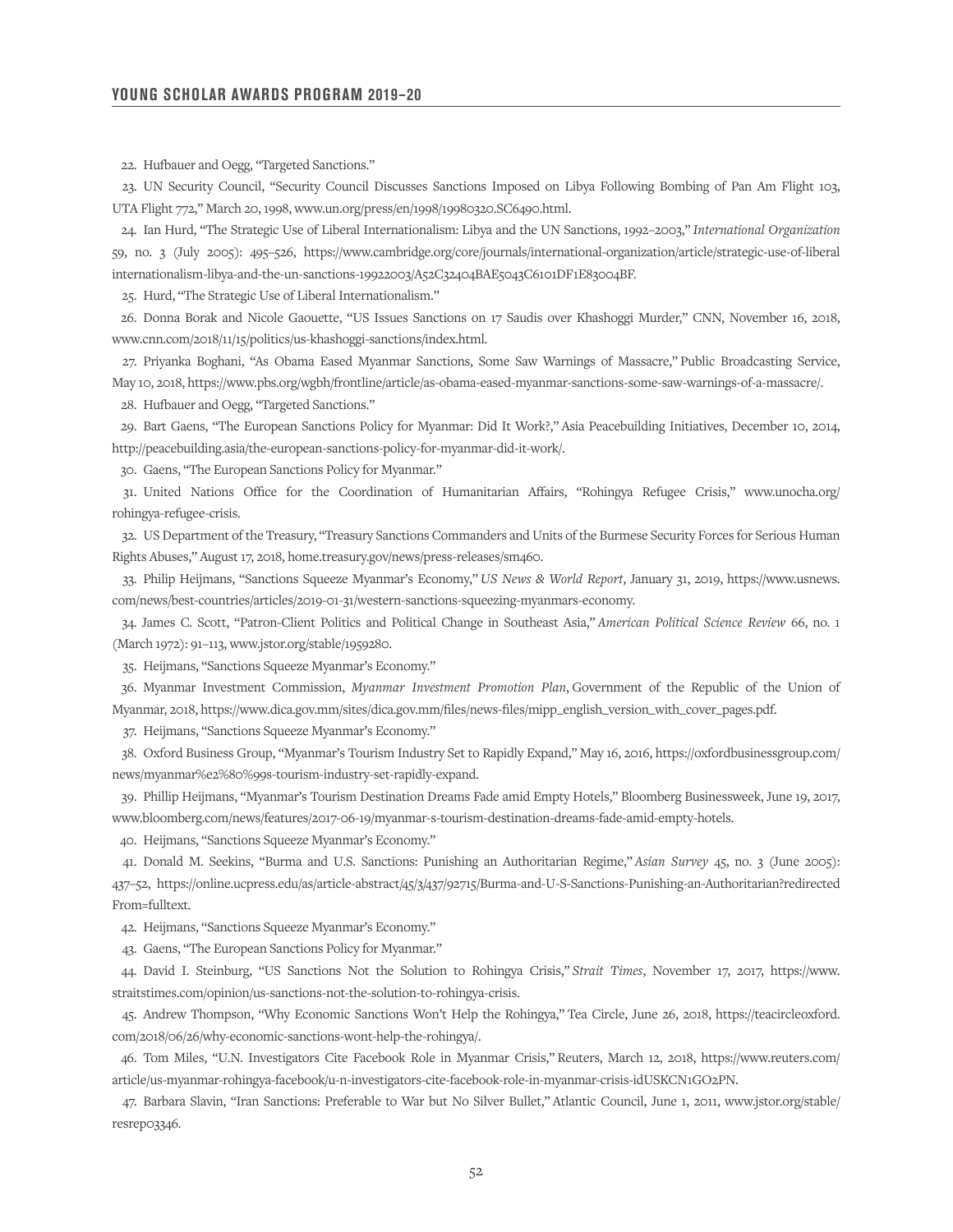22. Hufbauer and Oegg, "Targeted Sanctions."

23. UN Security Council, "Security Council Discusses Sanctions Imposed on Libya Following Bombing of Pan Am Flight 103, UTA Flight 772," March 20, 1998, www.un.org/press/en/1998/19980320.SC6490.html.

24. Ian Hurd, "The Strategic Use of Liberal Internationalism: Libya and the UN Sanctions, 1992–2003," *International Organization* 59, no. 3 (July 2005): 495–526, https://www.cambridge.org/core/journals/international-organization/article/strategic-use-of-liberal internationalism-libya-and-the-un-sanctions-19922003/A52C32404BAE5043C6101DF1E83004BF.

25. Hurd, "The Strategic Use of Liberal Internationalism."

26. Donna Borak and Nicole Gaouette, "US Issues Sanctions on 17 Saudis over Khashoggi Murder," CNN, November 16, 2018, www.cnn.com/2018/11/15/politics/us-khashoggi-sanctions/index.html.

27. Priyanka Boghani, "As Obama Eased Myanmar Sanctions, Some Saw Warnings of Massacre," Public Broadcasting Service, May 10, 2018, https://www.pbs.org/wgbh/frontline/article/as-obama-eased-myanmar-sanctions-some-saw-warnings-of-a-massacre/.

28. Hufbauer and Oegg, "Targeted Sanctions."

29. Bart Gaens, "The European Sanctions Policy for Myanmar: Did It Work?," Asia Peacebuilding Initiatives, December 10, 2014, http://peacebuilding.asia/the-european-sanctions-policy-for-myanmar-did-it-work/.

30. Gaens, "The European Sanctions Policy for Myanmar."

31. United Nations Office for the Coordination of Humanitarian Affairs, "Rohingya Refugee Crisis," www.unocha.org/rohingya-refugee-crisis.

32. US Department of the Treasury, "Treasury Sanctions Commanders and Units of the Burmese Security Forces for Serious Human Rights Abuses," August 17, 2018, home.treasury.gov/news/press-releases/sm460.

33. Philip Heijmans, "Sanctions Squeeze Myanmar's Economy," *US News & World Report*, January 31, 2019, https://www.usnews.com/news/best-countries/articles/2019-01-31/western-sanctions-squeezing-myanmars-economy.

34. James C. Scott, "Patron-Client Politics and Political Change in Southeast Asia," *American Political Science Review* 66, no. 1 (March 1972): 91–113, www.jstor.org/stable/1959280.

35. Heijmans, "Sanctions Squeeze Myanmar's Economy."

36. Myanmar Investment Commission, *Myanmar Investment Promotion Plan*, Government of the Republic of the Union of Myanmar, 2018, https://www.dica.gov.mm/sites/dica.gov.mm/files/news-files/mipp_english_version_with_cover_pages.pdf.

37. Heijmans, "Sanctions Squeeze Myanmar's Economy."

38. Oxford Business Group, "Myanmar's Tourism Industry Set to Rapidly Expand," May 16, 2016, https://oxfordbusinessgroup.com/news/myanmar%e2%80%99s-tourism-industry-set-rapidly-expand.

39. Phillip Heijmans, "Myanmar's Tourism Destination Dreams Fade amid Empty Hotels," Bloomberg Businessweek, June 19, 2017, www.bloomberg.com/news/features/2017-06-19/myanmar-s-tourism-destination-dreams-fade-amid-empty-hotels.

40. Heijmans, "Sanctions Squeeze Myanmar's Economy."

41. Donald M. Seekins, "Burma and U.S. Sanctions: Punishing an Authoritarian Regime," *Asian Survey* 45, no. 3 (June 2005): 437–52, https://online.ucpress.edu/as/article-abstract/45/3/437/92715/Burma-and-U-S-Sanctions-Punishing-an-Authoritarian?redirectedFrom=fulltext.

42. Heijmans, "Sanctions Squeeze Myanmar's Economy."

43. Gaens, "The European Sanctions Policy for Myanmar."

44. David I. Steinburg, "US Sanctions Not the Solution to Rohingya Crisis," *Strait Times*, November 17, 2017, https://www.straitstimes.com/opinion/us-sanctions-not-the-solution-to-rohingya-crisis.

45. Andrew Thompson, "Why Economic Sanctions Won't Help the Rohingya," Tea Circle, June 26, 2018, https://teacircleoxford.com/2018/06/26/why-economic-sanctions-wont-help-the-rohingya/.

46. Tom Miles, "U.N. Investigators Cite Facebook Role in Myanmar Crisis," Reuters, March 12, 2018, https://www.reuters.com/article/us-myanmar-rohingya-facebook/u-n-investigators-cite-facebook-role-in-myanmar-crisis-idUSKCN1GO2PN.

47. Barbara Slavin, "Iran Sanctions: Preferable to War but No Silver Bullet," Atlantic Council, June 1, 2011, www.jstor.org/stable/resrep03346.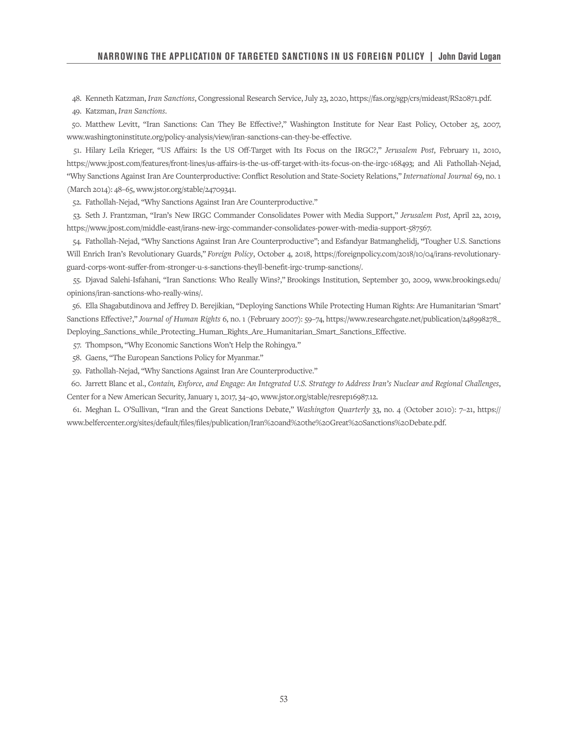48. Kenneth Katzman, *Iran Sanctions*, Congressional Research Service, July 23, 2020, https://fas.org/sgp/crs/mideast/RS20871.pdf.

49. Katzman, *Iran Sanctions*.

50. Matthew Levitt, "Iran Sanctions: Can They Be Effective?," Washington Institute for Near East Policy, October 25, 2007, www.washingtoninstitute.org/policy-analysis/view/iran-sanctions-can-they-be-effective.

51. Hilary Leila Krieger, "US Affairs: Is the US Off-Target with Its Focus on the IRGC?," *Jerusalem Post,* February 11, 2010, https://www.jpost.com/features/front-lines/us-affairs-is-the-us-off-target-with-its-focus-on-the-irgc-168493; and Ali Fathollah-Nejad, "Why Sanctions Against Iran Are Counterproductive: Conflict Resolution and State-Society Relations," *International Journal* 69, no. 1 (March 2014): 48–65, www.jstor.org/stable/24709341.

52. Fathollah-Nejad, "Why Sanctions Against Iran Are Counterproductive."

53. Seth J. Frantzman, "Iran's New IRGC Commander Consolidates Power with Media Support," *Jerusalem Post,* April 22, 2019, https://www.jpost.com/middle-east/irans-new-irgc-commander-consolidates-power-with-media-support-587567.

54. Fathollah-Nejad, "Why Sanctions Against Iran Are Counterproductive"; and Esfandyar Batmanghelidj, "Tougher U.S. Sanctions Will Enrich Iran's Revolutionary Guards," *Foreign Policy*, October 4, 2018, https://foreignpolicy.com/2018/10/04/irans-revolutionary-guard-corps-wont-suffer-from-stronger-u-s-sanctions-theyll-benefit-irgc-trump-sanctions/.

55. Djavad Salehi-Isfahani, "Iran Sanctions: Who Really Wins?," Brookings Institution, September 30, 2009, www.brookings.edu/opinions/iran-sanctions-who-really-wins/.

56. Ella Shagabutdinova and Jeffrey D. Berejikian, "Deploying Sanctions While Protecting Human Rights: Are Humanitarian 'Smart' Sanctions Effective?," *Journal of Human Rights* 6, no. 1 (February 2007): 59–74, https://www.researchgate.net/publication/248998278_Deploying_Sanctions_while_Protecting_Human_Rights_Are_Humanitarian_Smart_Sanctions_Effective.

57. Thompson, "Why Economic Sanctions Won't Help the Rohingya."

58. Gaens, "The European Sanctions Policy for Myanmar."

59. Fathollah-Nejad, "Why Sanctions Against Iran Are Counterproductive."

60. Jarrett Blanc et al., *Contain, Enforce, and Engage: An Integrated U.S. Strategy to Address Iran's Nuclear and Regional Challenges*, Center for a New American Security, January 1, 2017, 34–40, www.jstor.org/stable/resrep16987.12.

61. Meghan L. O'Sullivan, "Iran and the Great Sanctions Debate," *Washington Quarterly* 33, no. 4 (October 2010): 7–21, https://www.belfercenter.org/sites/default/files/files/publication/Iran%20and%20the%20Great%20Sanctions%20Debate.pdf.